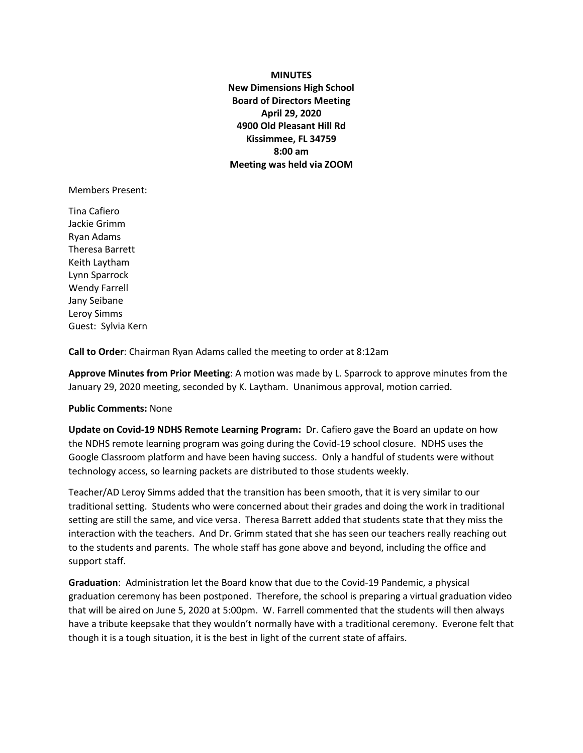**MINUTES**
**New Dimensions High School**
**Board of Directors Meeting**
**April 29, 2020**
**4900 Old Pleasant Hill Rd**
**Kissimmee, FL 34759**
**8:00 am**
**Meeting was held via ZOOM**

Members Present:

Tina Cafiero
Jackie Grimm
Ryan Adams
Theresa Barrett
Keith Laytham
Lynn Sparrock
Wendy Farrell
Jany Seibane
Leroy Simms
Guest: Sylvia Kern

**Call to Order**: Chairman Ryan Adams called the meeting to order at 8:12am

**Approve Minutes from Prior Meeting**: A motion was made by L. Sparrock to approve minutes from the January 29, 2020 meeting, seconded by K. Laytham. Unanimous approval, motion carried.

**Public Comments:** None

**Update on Covid-19 NDHS Remote Learning Program:** Dr. Cafiero gave the Board an update on how the NDHS remote learning program was going during the Covid-19 school closure. NDHS uses the Google Classroom platform and have been having success. Only a handful of students were without technology access, so learning packets are distributed to those students weekly.

Teacher/AD Leroy Simms added that the transition has been smooth, that it is very similar to our traditional setting. Students who were concerned about their grades and doing the work in traditional setting are still the same, and vice versa. Theresa Barrett added that students state that they miss the interaction with the teachers. And Dr. Grimm stated that she has seen our teachers really reaching out to the students and parents. The whole staff has gone above and beyond, including the office and support staff.

**Graduation**: Administration let the Board know that due to the Covid-19 Pandemic, a physical graduation ceremony has been postponed. Therefore, the school is preparing a virtual graduation video that will be aired on June 5, 2020 at 5:00pm. W. Farrell commented that the students will then always have a tribute keepsake that they wouldn't normally have with a traditional ceremony. Everone felt that though it is a tough situation, it is the best in light of the current state of affairs.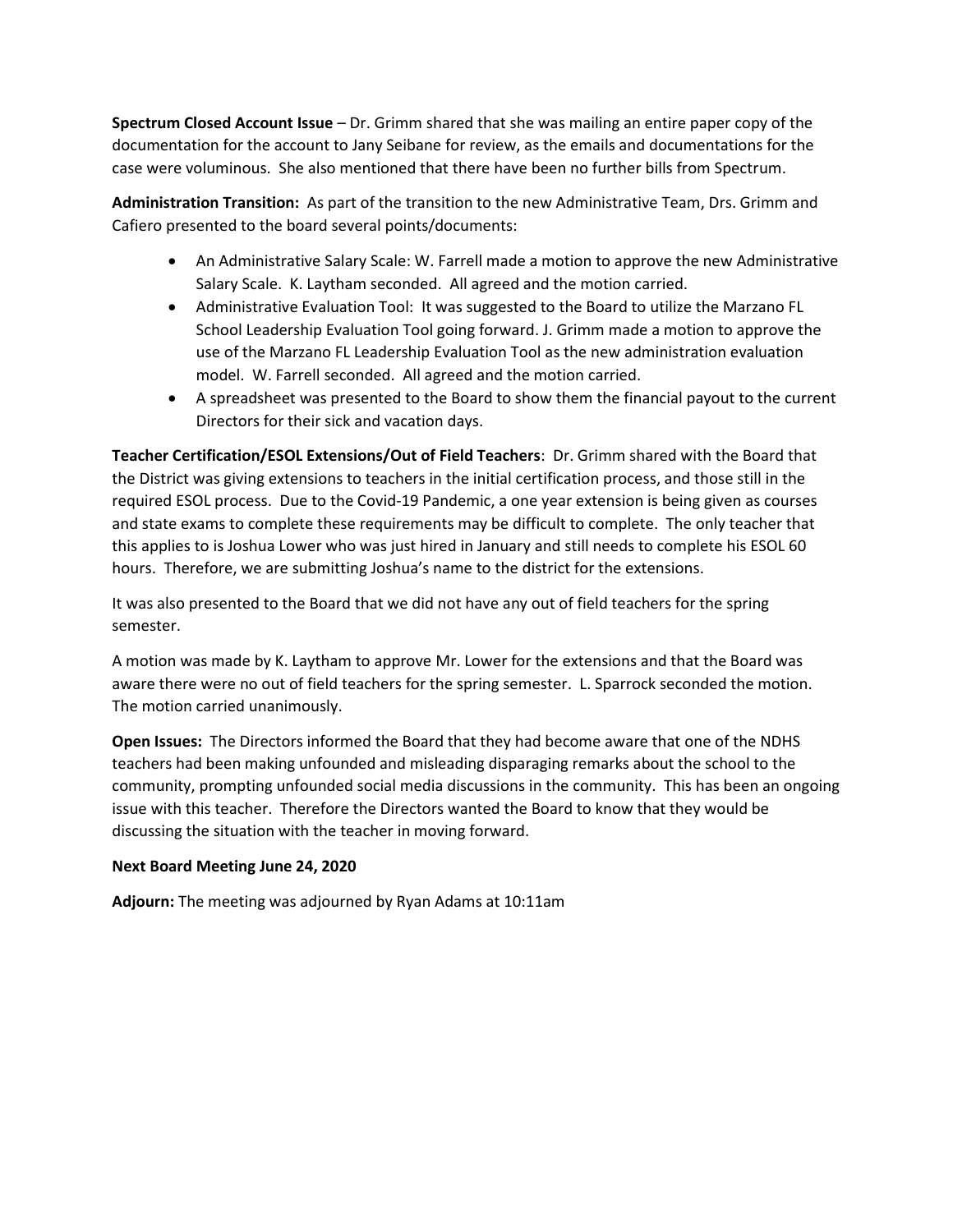**Spectrum Closed Account Issue** – Dr. Grimm shared that she was mailing an entire paper copy of the documentation for the account to Jany Seibane for review, as the emails and documentations for the case were voluminous. She also mentioned that there have been no further bills from Spectrum.

**Administration Transition:** As part of the transition to the new Administrative Team, Drs. Grimm and Cafiero presented to the board several points/documents:

- An Administrative Salary Scale: W. Farrell made a motion to approve the new Administrative Salary Scale. K. Laytham seconded. All agreed and the motion carried.
- Administrative Evaluation Tool: It was suggested to the Board to utilize the Marzano FL School Leadership Evaluation Tool going forward. J. Grimm made a motion to approve the use of the Marzano FL Leadership Evaluation Tool as the new administration evaluation model. W. Farrell seconded. All agreed and the motion carried.
- A spreadsheet was presented to the Board to show them the financial payout to the current Directors for their sick and vacation days.

**Teacher Certification/ESOL Extensions/Out of Field Teachers**: Dr. Grimm shared with the Board that the District was giving extensions to teachers in the initial certification process, and those still in the required ESOL process. Due to the Covid-19 Pandemic, a one year extension is being given as courses and state exams to complete these requirements may be difficult to complete. The only teacher that this applies to is Joshua Lower who was just hired in January and still needs to complete his ESOL 60 hours. Therefore, we are submitting Joshua's name to the district for the extensions.

It was also presented to the Board that we did not have any out of field teachers for the spring semester.

A motion was made by K. Laytham to approve Mr. Lower for the extensions and that the Board was aware there were no out of field teachers for the spring semester. L. Sparrock seconded the motion. The motion carried unanimously.

**Open Issues:** The Directors informed the Board that they had become aware that one of the NDHS teachers had been making unfounded and misleading disparaging remarks about the school to the community, prompting unfounded social media discussions in the community. This has been an ongoing issue with this teacher. Therefore the Directors wanted the Board to know that they would be discussing the situation with the teacher in moving forward.

**Next Board Meeting June 24, 2020**

**Adjourn:** The meeting was adjourned by Ryan Adams at 10:11am